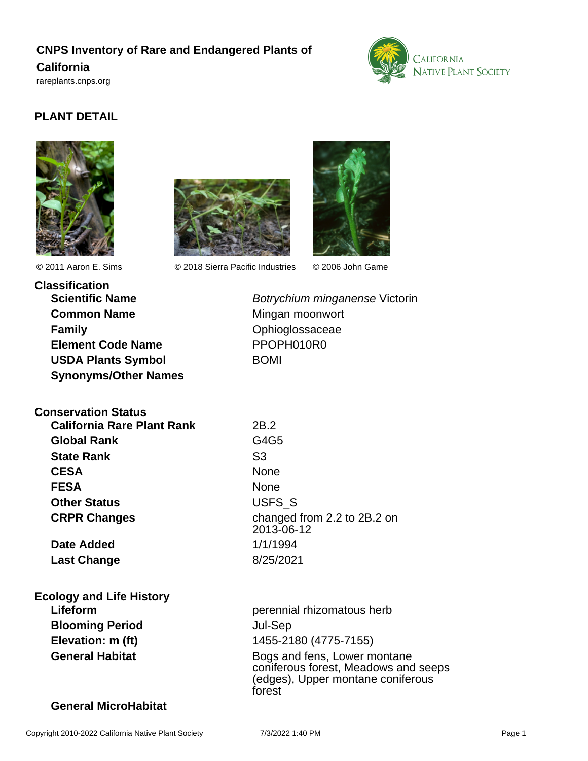# CNPS Inventory of Rare and Endangered Plants of California

rareplants.cnps.org

## PLANT DETAIL

© 2011 Aaron E. Sims

© 2018 Sierra Pacific Industries

© 2006 John Game

### Classification

| | |
|---|---|
| **Scientific Name** | *Botrychium minganense* Victorin |
| **Common Name** | Mingan moonwort |
| **Family** | Ophioglossaceae |
| **Element Code Name** | PPOPH010R0 |
| **USDA Plants Symbol** | BOMI |
| **Synonyms/Other Names** | |

### Conservation Status

| | |
|---|---|
| **California Rare Plant Rank** | 2B.2 |
| **Global Rank** | G4G5 |
| **State Rank** | S3 |
| **CESA** | None |
| **FESA** | None |
| **Other Status** | USFS_S |
| **CRPR Changes** | changed from 2.2 to 2B.2 on 2013-06-12 |
| **Date Added** | 1/1/1994 |
| **Last Change** | 8/25/2021 |

### Ecology and Life History

| | |
|---|---|
| **Lifeform** | perennial rhizomatous herb |
| **Blooming Period** | Jul-Sep |
| **Elevation: m (ft)** | 1455-2180 (4775-7155) |
| **General Habitat** | Bogs and fens, Lower montane coniferous forest, Meadows and seeps (edges), Upper montane coniferous forest |
| **General MicroHabitat** | |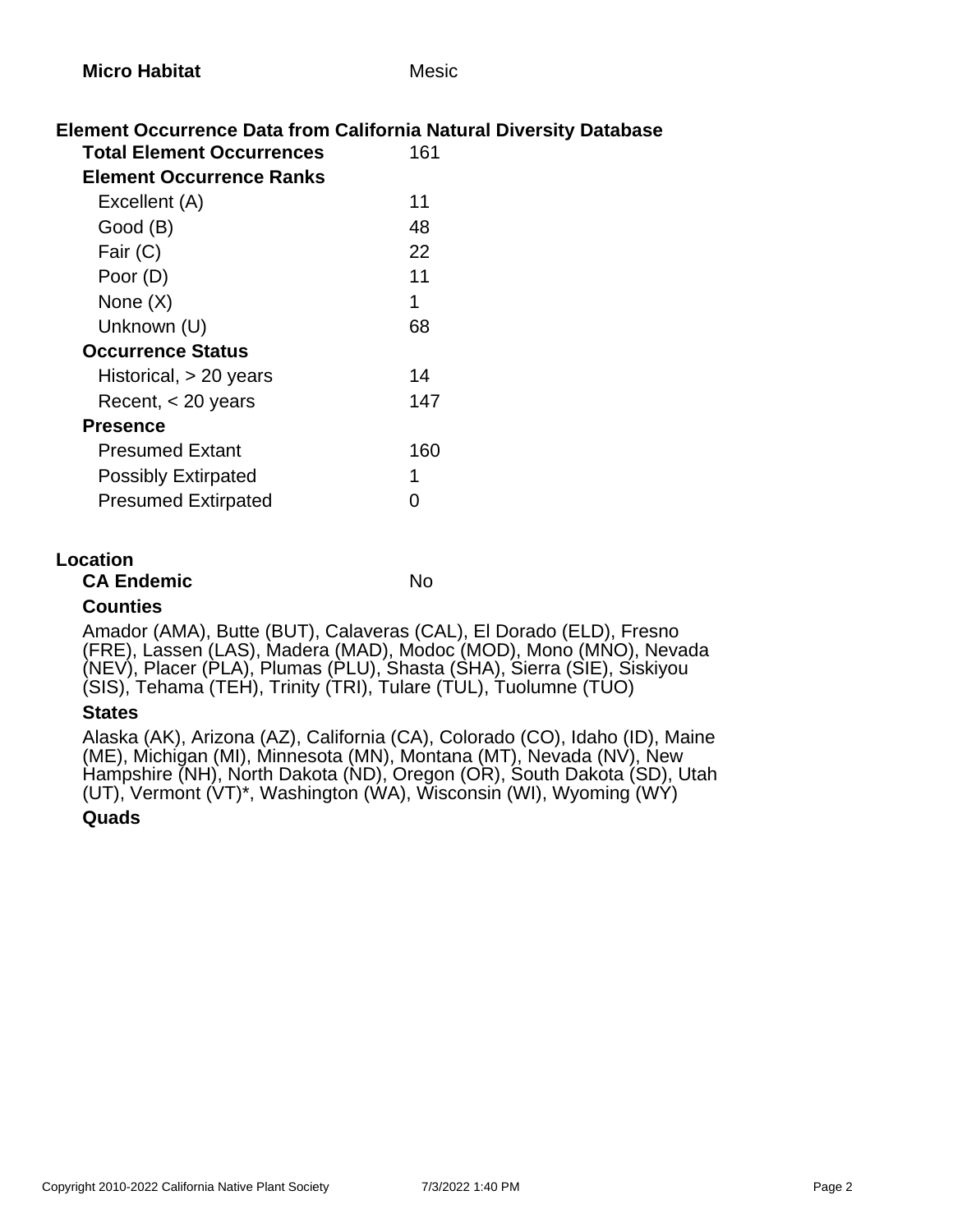| | |
|---|---|
| **Micro Habitat** | Mesic |

## Element Occurrence Data from California Natural Diversity Database

| | |
|---|---|
| **Total Element Occurrences** | 161 |
| **Element Occurrence Ranks** | |
| Excellent (A) | 11 |
| Good (B) | 48 |
| Fair (C) | 22 |
| Poor (D) | 11 |
| None (X) | 1 |
| Unknown (U) | 68 |
| **Occurrence Status** | |
| Historical, > 20 years | 14 |
| Recent, < 20 years | 147 |
| **Presence** | |
| Presumed Extant | 160 |
| Possibly Extirpated | 1 |
| Presumed Extirpated | 0 |

## Location

**CA Endemic** No

### Counties

Amador (AMA), Butte (BUT), Calaveras (CAL), El Dorado (ELD), Fresno (FRE), Lassen (LAS), Madera (MAD), Modoc (MOD), Mono (MNO), Nevada (NEV), Placer (PLA), Plumas (PLU), Shasta (SHA), Sierra (SIE), Siskiyou (SIS), Tehama (TEH), Trinity (TRI), Tulare (TUL), Tuolumne (TUO)

### States

Alaska (AK), Arizona (AZ), California (CA), Colorado (CO), Idaho (ID), Maine (ME), Michigan (MI), Minnesota (MN), Montana (MT), Nevada (NV), New Hampshire (NH), North Dakota (ND), Oregon (OR), South Dakota (SD), Utah (UT), Vermont (VT)*, Washington (WA), Wisconsin (WI), Wyoming (WY)

### Quads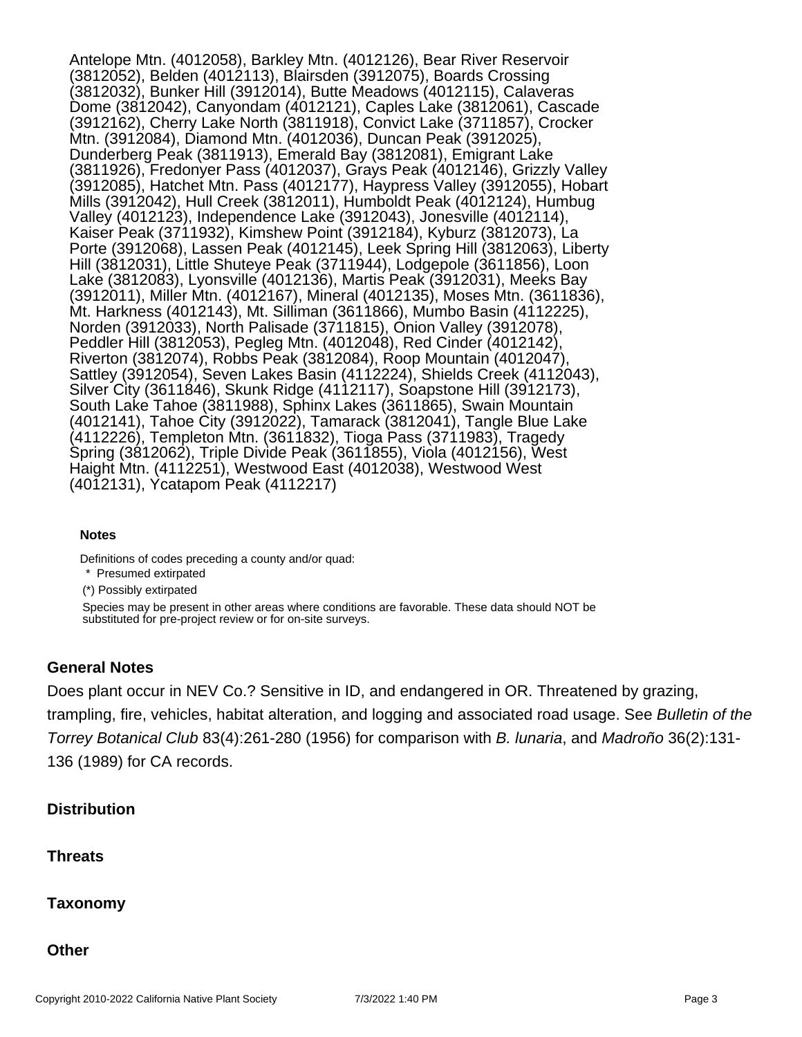Antelope Mtn. (4012058), Barkley Mtn. (4012126), Bear River Reservoir (3812052), Belden (4012113), Blairsden (3912075), Boards Crossing (3812032), Bunker Hill (3912014), Butte Meadows (4012115), Calaveras Dome (3812042), Canyondam (4012121), Caples Lake (3812061), Cascade (3912162), Cherry Lake North (3811918), Convict Lake (3711857), Crocker Mtn. (3912084), Diamond Mtn. (4012036), Duncan Peak (3912025), Dunderberg Peak (3811913), Emerald Bay (3812081), Emigrant Lake (3811926), Fredonyer Pass (4012037), Grays Peak (4012146), Grizzly Valley (3912085), Hatchet Mtn. Pass (4012177), Haypress Valley (3912055), Hobart Mills (3912042), Hull Creek (3812011), Humboldt Peak (4012124), Humbug Valley (4012123), Independence Lake (3912043), Jonesville (4012114), Kaiser Peak (3711932), Kimshew Point (3912184), Kyburz (3812073), La Porte (3912068), Lassen Peak (4012145), Leek Spring Hill (3812063), Liberty Hill (3812031), Little Shuteye Peak (3711944), Lodgepole (3611856), Loon Lake (3812083), Lyonsville (4012136), Martis Peak (3912031), Meeks Bay (3912011), Miller Mtn. (4012167), Mineral (4012135), Moses Mtn. (3611836), Mt. Harkness (4012143), Mt. Silliman (3611866), Mumbo Basin (4112225), Norden (3912033), North Palisade (3711815), Onion Valley (3912078), Peddler Hill (3812053), Pegleg Mtn. (4012048), Red Cinder (4012142), Riverton (3812074), Robbs Peak (3812084), Roop Mountain (4012047), Sattley (3912054), Seven Lakes Basin (4112224), Shields Creek (4112043), Silver City (3611846), Skunk Ridge (4112117), Soapstone Hill (3912173), South Lake Tahoe (3811988), Sphinx Lakes (3611865), Swain Mountain (4012141), Tahoe City (3912022), Tamarack (3812041), Tangle Blue Lake (4112226), Templeton Mtn. (3611832), Tioga Pass (3711983), Tragedy Spring (3812062), Triple Divide Peak (3611855), Viola (4012156), West Haight Mtn. (4112251), Westwood East (4012038), Westwood West (4012131), Ycatapom Peak (4112217)

**Notes**

Definitions of codes preceding a county and/or quad:

\* Presumed extirpated

(*) Possibly extirpated

Species may be present in other areas where conditions are favorable. These data should NOT be substituted for pre-project review or for on-site surveys.

## General Notes

Does plant occur in NEV Co.? Sensitive in ID, and endangered in OR. Threatened by grazing, trampling, fire, vehicles, habitat alteration, and logging and associated road usage. See *Bulletin of the Torrey Botanical Club* 83(4):261-280 (1956) for comparison with *B. lunaria*, and *Madroño* 36(2):131-136 (1989) for CA records.

## Distribution

## Threats

## Taxonomy

## Other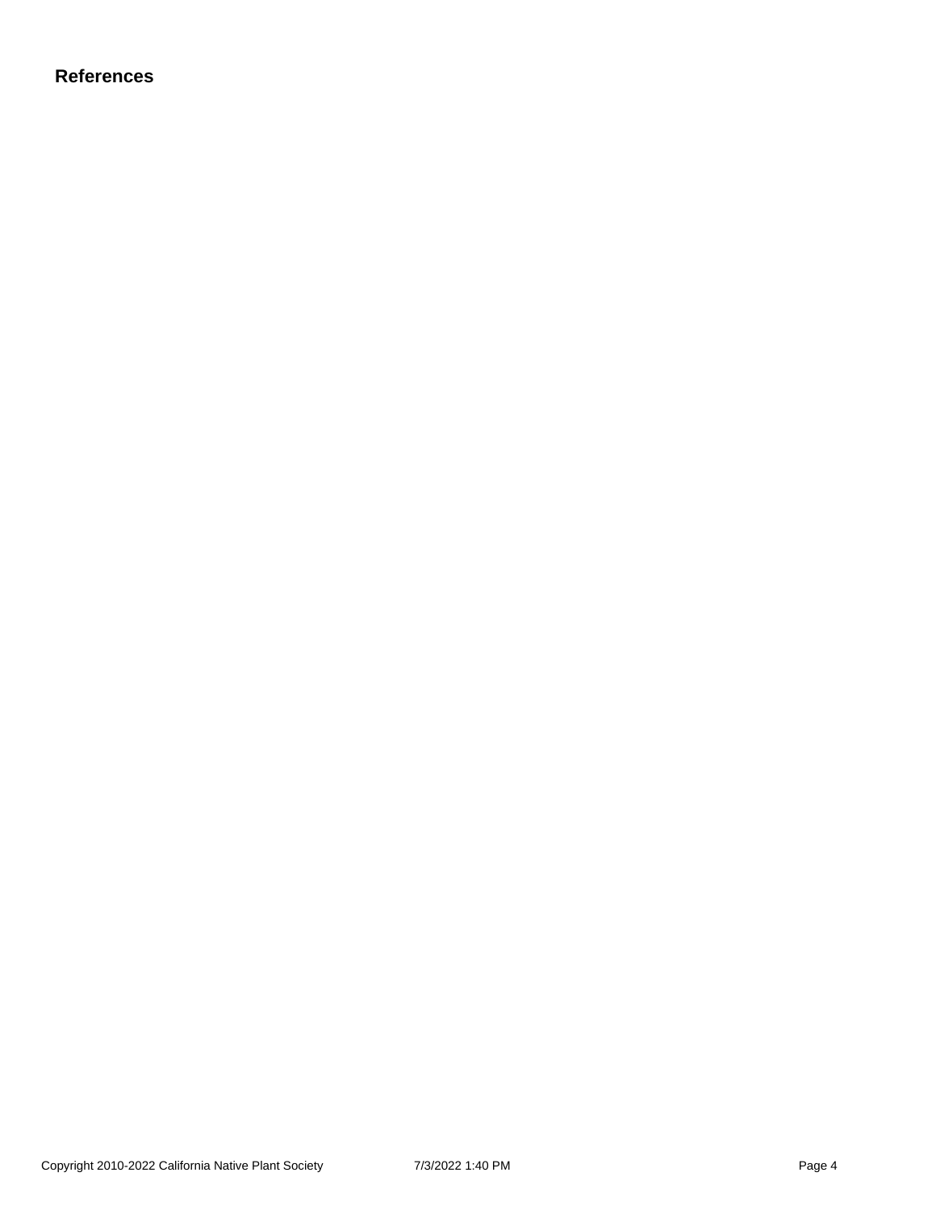## References